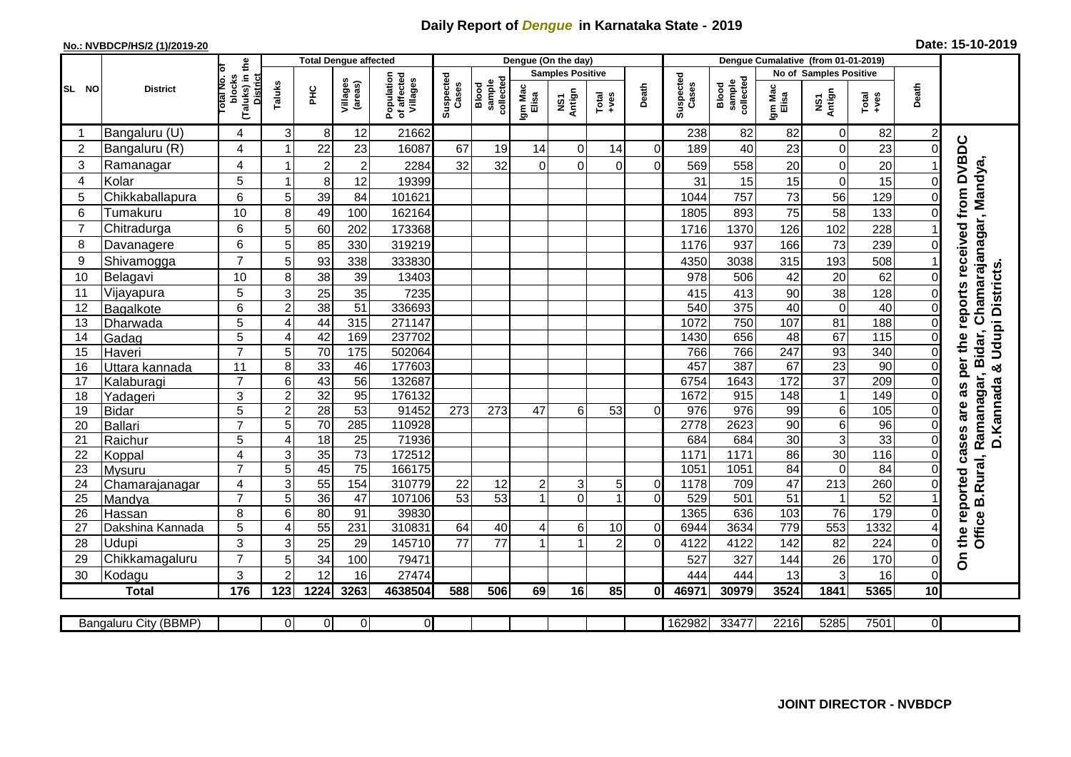# Daily Report of *Dengue* in Karnataka State - 2019

**No.: NVBDCP/HS/2 (1)/2019-20**

**Date: 15-10-2019**

| SL NO | District | Total No. of blocks (Taluks) in the District | Total Dengue affected | | | | Dengue (On the day) | | | | | | | Dengue Cumalative (from 01-01-2019) | | | | | | | |
|---|---|---|---|---|---|---|---|---|---|---|---|---|---|---|---|---|---|---|---|---|
| | | | Taluks | PHC | Villages (areas) | Population of affected Villages | Suspected Cases | Blood sample collected | Samples Positive | | | Death | Suspected Cases | Blood sample collected | No of Samples Positive | | | Death | |
| | | | | | | | | | Igm Mac Elisa | NS1 Antign | Total +ves | | | | Igm Mac Elisa | NS1 Antign | Total +ves | | |
| 1 | Bangaluru (U) | 4 | 3 | 8 | 12 | 21662 | | | | | | | 238 | 82 | 82 | 0 | 82 | 2 | On the reported cases are as per the reports received from DVBDC Office B.Rural, Ramanagar, Bidar, Chamarajanagar, Mandya, D.Kannada & Udupi Districts. |
| 2 | Bangaluru (R) | 4 | 1 | 22 | 23 | 16087 | 67 | 19 | 14 | 0 | 14 | 0 | 189 | 40 | 23 | 0 | 23 | 0 | |
| 3 | Ramanagar | 4 | 1 | 2 | 2 | 2284 | 32 | 32 | 0 | 0 | 0 | 0 | 569 | 558 | 20 | 0 | 20 | 1 | |
| 4 | Kolar | 5 | 1 | 8 | 12 | 19399 | | | | | | | 31 | 15 | 15 | 0 | 15 | 0 | |
| 5 | Chikkaballapura | 6 | 5 | 39 | 84 | 101621 | | | | | | | 1044 | 757 | 73 | 56 | 129 | 0 | |
| 6 | Tumakuru | 10 | 8 | 49 | 100 | 162164 | | | | | | | 1805 | 893 | 75 | 58 | 133 | 0 | |
| 7 | Chitradurga | 6 | 5 | 60 | 202 | 173368 | | | | | | | 1716 | 1370 | 126 | 102 | 228 | 1 | |
| 8 | Davanagere | 6 | 5 | 85 | 330 | 319219 | | | | | | | 1176 | 937 | 166 | 73 | 239 | 0 | |
| 9 | Shivamogga | 7 | 5 | 93 | 338 | 333830 | | | | | | | 4350 | 3038 | 315 | 193 | 508 | 1 | |
| 10 | Belagavi | 10 | 8 | 38 | 39 | 13403 | | | | | | | 978 | 506 | 42 | 20 | 62 | 0 | |
| 11 | Vijayapura | 5 | 3 | 25 | 35 | 7235 | | | | | | | 415 | 413 | 90 | 38 | 128 | 0 | |
| 12 | Bagalkote | 6 | 2 | 38 | 51 | 336693 | | | | | | | 540 | 375 | 40 | 0 | 40 | 0 | |
| 13 | Dharwada | 5 | 4 | 44 | 315 | 271147 | | | | | | | 1072 | 750 | 107 | 81 | 188 | 0 | |
| 14 | Gadag | 5 | 4 | 42 | 169 | 237702 | | | | | | | 1430 | 656 | 48 | 67 | 115 | 0 | |
| 15 | Haveri | 7 | 5 | 70 | 175 | 502064 | | | | | | | 766 | 766 | 247 | 93 | 340 | 0 | |
| 16 | Uttara kannada | 11 | 8 | 33 | 46 | 177603 | | | | | | | 457 | 387 | 67 | 23 | 90 | 0 | |
| 17 | Kalaburagi | 7 | 6 | 43 | 56 | 132687 | | | | | | | 6754 | 1643 | 172 | 37 | 209 | 0 | |
| 18 | Yadageri | 3 | 2 | 32 | 95 | 176132 | | | | | | | 1672 | 915 | 148 | 1 | 149 | 0 | |
| 19 | Bidar | 5 | 2 | 28 | 53 | 91452 | 273 | 273 | 47 | 6 | 53 | 0 | 976 | 976 | 99 | 6 | 105 | 0 | |
| 20 | Ballari | 7 | 5 | 70 | 285 | 110928 | | | | | | | 2778 | 2623 | 90 | 6 | 96 | 0 | |
| 21 | Raichur | 5 | 4 | 18 | 25 | 71936 | | | | | | | 684 | 684 | 30 | 3 | 33 | 0 | |
| 22 | Koppal | 4 | 3 | 35 | 73 | 172512 | | | | | | | 1171 | 1171 | 86 | 30 | 116 | 0 | |
| 23 | Mysuru | 7 | 5 | 45 | 75 | 166175 | | | | | | | 1051 | 1051 | 84 | 0 | 84 | 0 | |
| 24 | Chamarajanagar | 4 | 3 | 55 | 154 | 310779 | 22 | 12 | 2 | 3 | 5 | 0 | 1178 | 709 | 47 | 213 | 260 | 0 | |
| 25 | Mandya | 7 | 5 | 36 | 47 | 107106 | 53 | 53 | 1 | 0 | 1 | 0 | 529 | 501 | 51 | 1 | 52 | 1 | |
| 26 | Hassan | 8 | 6 | 80 | 91 | 39830 | | | | | | | 1365 | 636 | 103 | 76 | 179 | 0 | |
| 27 | Dakshina Kannada | 5 | 4 | 55 | 231 | 310831 | 64 | 40 | 4 | 6 | 10 | 0 | 6944 | 3634 | 779 | 553 | 1332 | 4 | |
| 28 | Udupi | 3 | 3 | 25 | 29 | 145710 | 77 | 77 | 1 | 1 | 2 | 0 | 4122 | 4122 | 142 | 82 | 224 | 0 | |
| 29 | Chikkamagaluru | 7 | 5 | 34 | 100 | 79471 | | | | | | | 527 | 327 | 144 | 26 | 170 | 0 | |
| 30 | Kodagu | 3 | 2 | 12 | 16 | 27474 | | | | | | | 444 | 444 | 13 | 3 | 16 | 0 | |
| **Total** | | **176** | **123** | **1224** | **3263** | **4638504** | **588** | **506** | **69** | **16** | **85** | **0** | **46971** | **30979** | **3524** | **1841** | **5365** | **10** | |

| Bangaluru City (BBMP) | | 0 | 0 | 0 | 0 | | | | | | | 162982 | 33477 | 2216 | 5285 | 7501 | 0 |
|---|---|---|---|---|---|---|---|---|---|---|---|---|---|---|---|---|---|

**JOINT DIRECTOR - NVBDCP**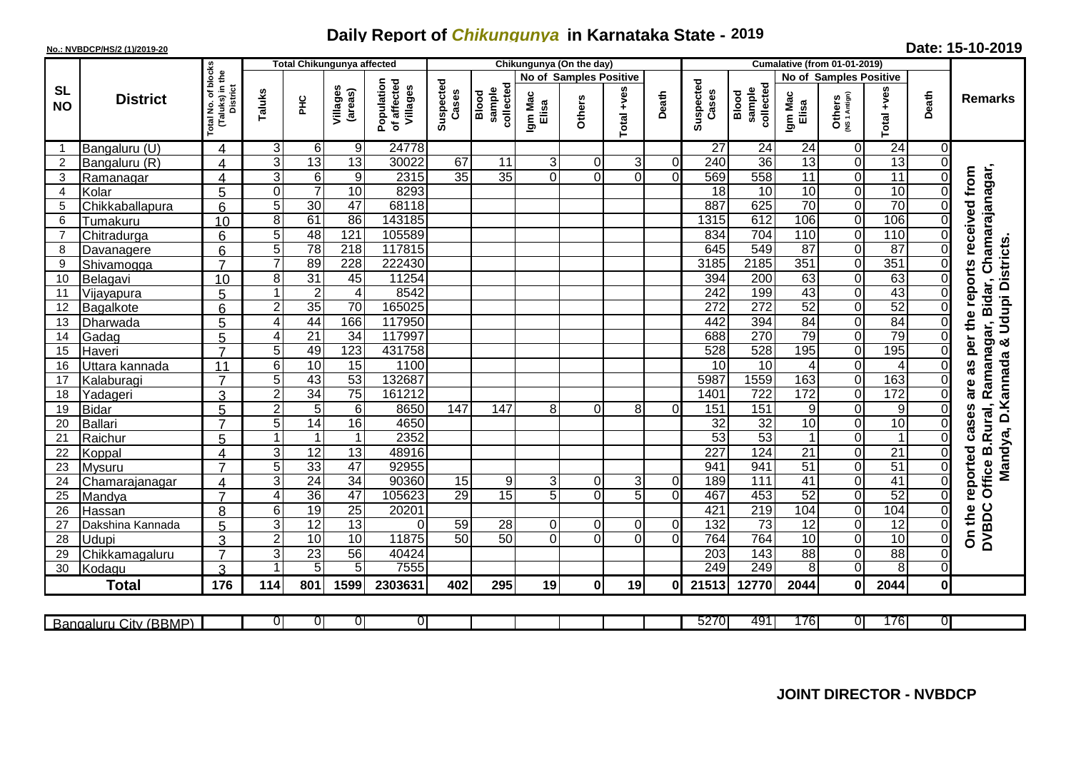# Daily Report of *Chikungunya* in Karnataka State - 2019

**No.: NVBDCP/HS/2 (1)/2019-20**

**Date: 15-10-2019**

| SL NO | District | Total No. of blocks (Taluks) in the District | Total Chikungunya affected | | | | Chikungunya (On the day) | | | | | | | Cumalative (from 01-01-2019) | | | | | | | Remarks |
|---|---|---|---|---|---|---|---|---|---|---|---|---|---|---|---|---|---|---|---|---|---|
| | | | Taluks | PHC | Villages (areas) | Population of affected Villages | Suspected Cases | Blood sample collected | No of Samples Positive | | | Death | Suspected Cases | Blood sample collected | No of Samples Positive | | | Death | |
| | | | | | | | | | Igm Mac Elisa | Others | Total +ves | | | | Igm Mac Elisa | Others (NS1 Antign) | Total +ves | | |
| 1 | Bangaluru (U) | 4 | 3 | 6 | 9 | 24778 | | | | | | | 27 | 24 | 24 | 0 | 24 | 0 | On the reported cases are as per the reports received from DVBDC Office B.Rural, Ramanagar, Bidar, Chamarajanagar, Mandya, D.Kannada & Udupi Districts. |
| 2 | Bangaluru (R) | 4 | 3 | 13 | 13 | 30022 | 67 | 11 | 3 | 0 | 3 | 0 | 240 | 36 | 13 | 0 | 13 | 0 | |
| 3 | Ramanagar | 4 | 3 | 6 | 9 | 2315 | 35 | 35 | 0 | 0 | 0 | 0 | 569 | 558 | 11 | 0 | 11 | 0 | |
| 4 | Kolar | 5 | 0 | 7 | 10 | 8293 | | | | | | | 18 | 10 | 10 | 0 | 10 | 0 | |
| 5 | Chikkaballapura | 6 | 5 | 30 | 47 | 68118 | | | | | | | 887 | 625 | 70 | 0 | 70 | 0 | |
| 6 | Tumakuru | 10 | 8 | 61 | 86 | 143185 | | | | | | | 1315 | 612 | 106 | 0 | 106 | 0 | |
| 7 | Chitradurga | 6 | 5 | 48 | 121 | 105589 | | | | | | | 834 | 704 | 110 | 0 | 110 | 0 | |
| 8 | Davanagere | 6 | 5 | 78 | 218 | 117815 | | | | | | | 645 | 549 | 87 | 0 | 87 | 0 | |
| 9 | Shivamogga | 7 | 7 | 89 | 228 | 222430 | | | | | | | 3185 | 2185 | 351 | 0 | 351 | 0 | |
| 10 | Belagavi | 10 | 8 | 31 | 45 | 11254 | | | | | | | 394 | 200 | 63 | 0 | 63 | 0 | |
| 11 | Vijayapura | 5 | 1 | 2 | 4 | 8542 | | | | | | | 242 | 199 | 43 | 0 | 43 | 0 | |
| 12 | Bagalkote | 6 | 2 | 35 | 70 | 165025 | | | | | | | 272 | 272 | 52 | 0 | 52 | 0 | |
| 13 | Dharwada | 5 | 4 | 44 | 166 | 117950 | | | | | | | 442 | 394 | 84 | 0 | 84 | 0 | |
| 14 | Gadag | 5 | 4 | 21 | 34 | 117997 | | | | | | | 688 | 270 | 79 | 0 | 79 | 0 | |
| 15 | Haveri | 7 | 5 | 49 | 123 | 431758 | | | | | | | 528 | 528 | 195 | 0 | 195 | 0 | |
| 16 | Uttara kannada | 11 | 6 | 10 | 15 | 1100 | | | | | | | 10 | 10 | 4 | 0 | 4 | 0 | |
| 17 | Kalaburagi | 7 | 5 | 43 | 53 | 132687 | | | | | | | 5987 | 1559 | 163 | 0 | 163 | 0 | |
| 18 | Yadageri | 3 | 2 | 34 | 75 | 161212 | | | | | | | 1401 | 722 | 172 | 0 | 172 | 0 | |
| 19 | Bidar | 5 | 2 | 5 | 6 | 8650 | 147 | 147 | 8 | 0 | 8 | 0 | 151 | 151 | 9 | 0 | 9 | 0 | |
| 20 | Ballari | 7 | 5 | 14 | 16 | 4650 | | | | | | | 32 | 32 | 10 | 0 | 10 | 0 | |
| 21 | Raichur | 5 | 1 | 1 | 1 | 2352 | | | | | | | 53 | 53 | 1 | 0 | 1 | 0 | |
| 22 | Koppal | 4 | 3 | 12 | 13 | 48916 | | | | | | | 227 | 124 | 21 | 0 | 21 | 0 | |
| 23 | Mysuru | 7 | 5 | 33 | 47 | 92955 | | | | | | | 941 | 941 | 51 | 0 | 51 | 0 | |
| 24 | Chamarajanagar | 4 | 3 | 24 | 34 | 90360 | 15 | 9 | 3 | 0 | 3 | 0 | 189 | 111 | 41 | 0 | 41 | 0 | |
| 25 | Mandya | 7 | 4 | 36 | 47 | 105623 | 29 | 15 | 5 | 0 | 5 | 0 | 467 | 453 | 52 | 0 | 52 | 0 | |
| 26 | Hassan | 8 | 6 | 19 | 25 | 20201 | | | | | | | 421 | 219 | 104 | 0 | 104 | 0 | |
| 27 | Dakshina Kannada | 5 | 3 | 12 | 13 | 0 | 59 | 28 | 0 | 0 | 0 | 0 | 132 | 73 | 12 | 0 | 12 | 0 | |
| 28 | Udupi | 3 | 2 | 10 | 10 | 11875 | 50 | 50 | 0 | 0 | 0 | 0 | 764 | 764 | 10 | 0 | 10 | 0 | |
| 29 | Chikkamagaluru | 7 | 3 | 23 | 56 | 40424 | | | | | | | 203 | 143 | 88 | 0 | 88 | 0 | |
| 30 | Kodagu | 3 | 1 | 5 | 5 | 7555 | | | | | | | 249 | 249 | 8 | 0 | 8 | 0 | |
| **Total** | | **176** | **114** | **801** | **1599** | **2303631** | **402** | **295** | **19** | **0** | **19** | **0** | **21513** | **12770** | **2044** | **0** | **2044** | **0** | |

| | | | | | | | | | | | | | | | | | | | | |
|---|---|---|---|---|---|---|---|---|---|---|---|---|---|---|---|---|---|---|---|---|
| Bangaluru City (BBMP) | | 0 | 0 | 0 | 0 | | | | | | | 5270 | 491 | 176 | 0 | 176 | 0 | |

**JOINT DIRECTOR - NVBDCP**